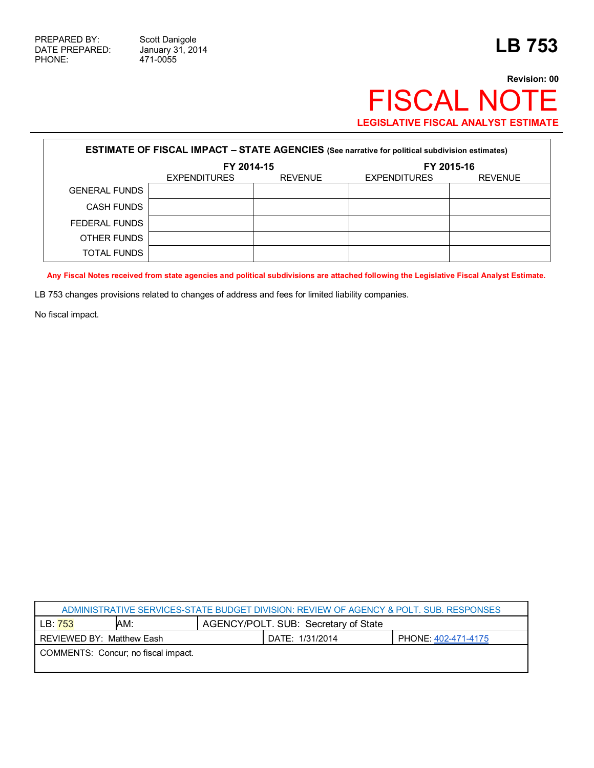PREPARED BY: Scott Danigole
DATE PREPARED: January 31, 2014
PHONE: 471-0055

# LB 753

**Revision: 00**

# FISCAL NOTE

**LEGISLATIVE FISCAL ANALYST ESTIMATE**

| **ESTIMATE OF FISCAL IMPACT – STATE AGENCIES** (See narrative for political subdivision estimates) | | | | |
|---|---|---|---|---|
| | **FY 2014-15** | | **FY 2015-16** | |
| | EXPENDITURES | REVENUE | EXPENDITURES | REVENUE |
| GENERAL FUNDS | | | | |
| CASH FUNDS | | | | |
| FEDERAL FUNDS | | | | |
| OTHER FUNDS | | | | |
| TOTAL FUNDS | | | | |

**Any Fiscal Notes received from state agencies and political subdivisions are attached following the Legislative Fiscal Analyst Estimate.**

LB 753 changes provisions related to changes of address and fees for limited liability companies.

No fiscal impact.

| ADMINISTRATIVE SERVICES-STATE BUDGET DIVISION: REVIEW OF AGENCY & POLT. SUB. RESPONSES | | |
|---|---|---|
| LB: 753 | AM: | AGENCY/POLT. SUB: Secretary of State |
| REVIEWED BY: Matthew Eash | DATE: 1/31/2014 | PHONE: 402-471-4175 |
| COMMENTS: Concur; no fiscal impact. | | |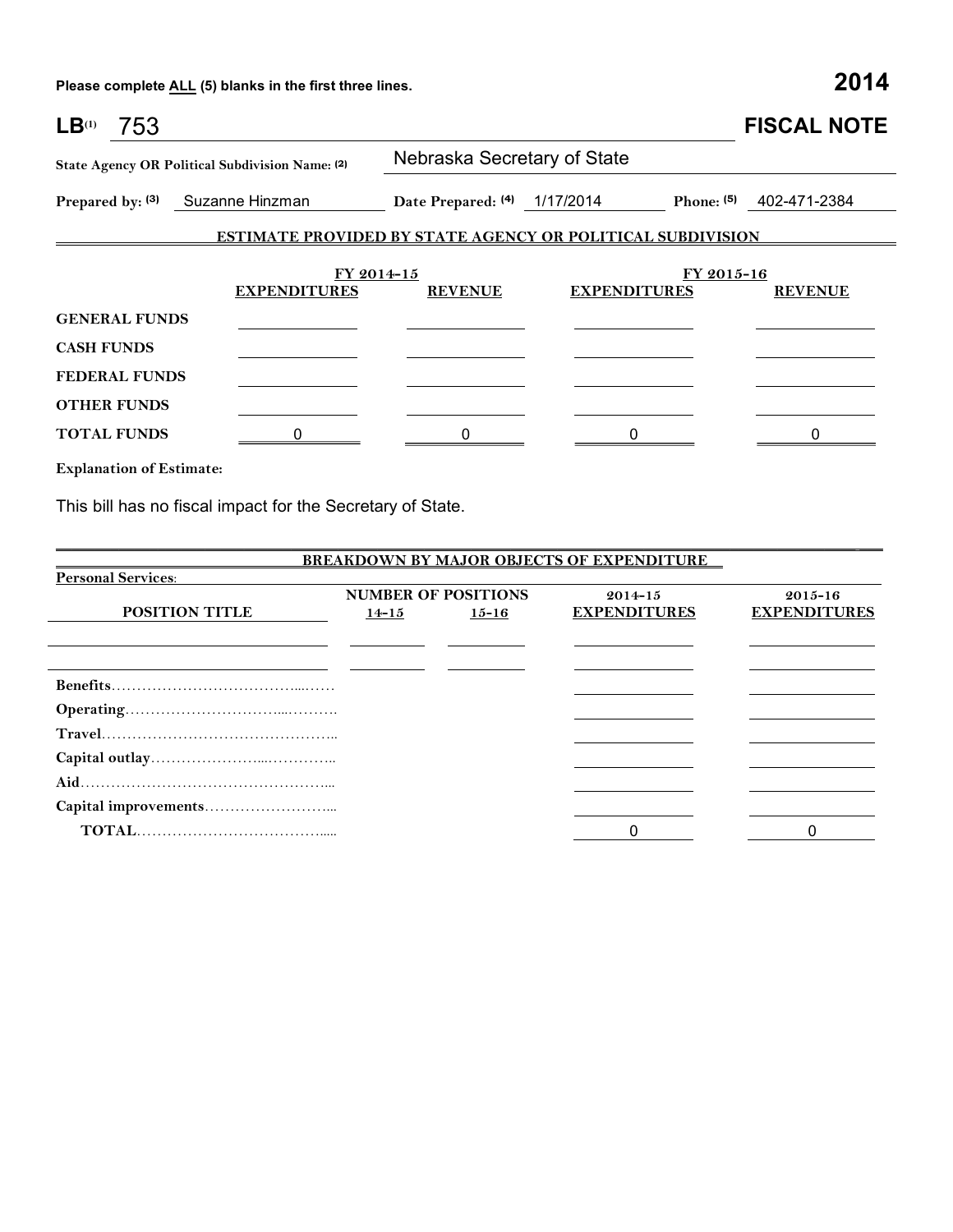Please complete ALL (5) blanks in the first three lines.

**2014**

**LB**(1) 753

**FISCAL NOTE**

**State Agency OR Political Subdivision Name:** (2) Nebraska Secretary of State

**Prepared by:** (3) Suzanne Hinzman **Date Prepared:** (4) 1/17/2014 **Phone:** (5) 402-471-2384

**ESTIMATE PROVIDED BY STATE AGENCY OR POLITICAL SUBDIVISION**

| | FY 2014-15 | | FY 2015-16 | |
|---|---|---|---|---|
| | **EXPENDITURES** | **REVENUE** | **EXPENDITURES** | **REVENUE** |
| **GENERAL FUNDS** | | | | |
| **CASH FUNDS** | | | | |
| **FEDERAL FUNDS** | | | | |
| **OTHER FUNDS** | | | | |
| **TOTAL FUNDS** | 0 | 0 | 0 | 0 |

**Explanation of Estimate:**

This bill has no fiscal impact for the Secretary of State.

**BREAKDOWN BY MAJOR OBJECTS OF EXPENDITURE**

**Personal Services:**

| **POSITION TITLE** | **NUMBER OF POSITIONS 14-15** | **15-16** | **2014-15 EXPENDITURES** | **2015-16 EXPENDITURES** |
|---|---|---|---|---|
| | | | | |
| | | | | |
| **Benefits** | | | | |
| **Operating** | | | | |
| **Travel** | | | | |
| **Capital outlay** | | | | |
| **Aid** | | | | |
| **Capital improvements** | | | | |
| **TOTAL** | | | 0 | 0 |